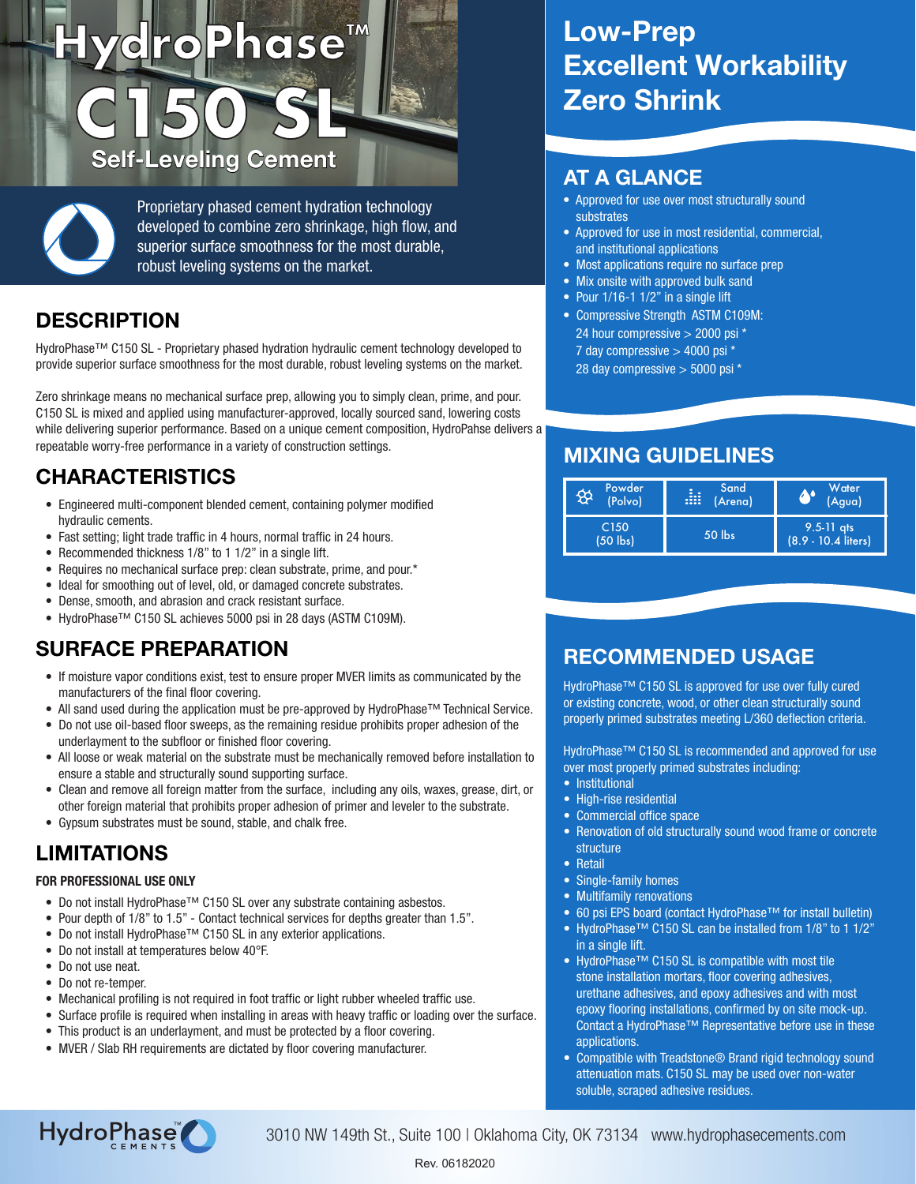# HydroPhase™ C150 SL

## Self-Leveling Cement

Proprietary phased cement hydration technology developed to combine zero shrinkage, high flow, and superior surface smoothness for the most durable, robust leveling systems on the market.

## DESCRIPTION

HydroPhase™ C150 SL - Proprietary phased hydration hydraulic cement technology developed to provide superior surface smoothness for the most durable, robust leveling systems on the market.

Zero shrinkage means no mechanical surface prep, allowing you to simply clean, prime, and pour. C150 SL is mixed and applied using manufacturer-approved, locally sourced sand, lowering costs while delivering superior performance. Based on a unique cement composition, HydroPahse delivers a repeatable worry-free performance in a variety of construction settings.

## CHARACTERISTICS

- Engineered multi-component blended cement, containing polymer modified hydraulic cements.
- Fast setting; light trade traffic in 4 hours, normal traffic in 24 hours.
- Recommended thickness 1/8" to 1 1/2" in a single lift.
- Requires no mechanical surface prep: clean substrate, prime, and pour.*
- Ideal for smoothing out of level, old, or damaged concrete substrates.
- Dense, smooth, and abrasion and crack resistant surface.
- HydroPhase™ C150 SL achieves 5000 psi in 28 days (ASTM C109M).

## SURFACE PREPARATION

- If moisture vapor conditions exist, test to ensure proper MVER limits as communicated by the manufacturers of the final floor covering.
- All sand used during the application must be pre-approved by HydroPhase™ Technical Service.
- Do not use oil-based floor sweeps, as the remaining residue prohibits proper adhesion of the underlayment to the subfloor or finished floor covering.
- All loose or weak material on the substrate must be mechanically removed before installation to ensure a stable and structurally sound supporting surface.
- Clean and remove all foreign matter from the surface, including any oils, waxes, grease, dirt, or other foreign material that prohibits proper adhesion of primer and leveler to the substrate.
- Gypsum substrates must be sound, stable, and chalk free.

## LIMITATIONS

**FOR PROFESSIONAL USE ONLY**

- Do not install HydroPhase™ C150 SL over any substrate containing asbestos.
- Pour depth of 1/8" to 1.5" - Contact technical services for depths greater than 1.5".
- Do not install HydroPhase™ C150 SL in any exterior applications.
- Do not install at temperatures below 40°F.
- Do not use neat.
- Do not re-temper.
- Mechanical profiling is not required in foot traffic or light rubber wheeled traffic use.
- Surface profile is required when installing in areas with heavy traffic or loading over the surface.
- This product is an underlayment, and must be protected by a floor covering.
- MVER / Slab RH requirements are dictated by floor covering manufacturer.

## Low-Prep
## Excellent Workability
## Zero Shrink

## AT A GLANCE

- Approved for use over most structurally sound substrates
- Approved for use in most residential, commercial, and institutional applications
- Most applications require no surface prep
- Mix onsite with approved bulk sand
- Pour 1/16-1 1/2" in a single lift
- Compressive Strength ASTM C109M:
  24 hour compressive > 2000 psi *
  7 day compressive > 4000 psi *
  28 day compressive > 5000 psi *

## MIXING GUIDELINES

| Powder (Polvo) | Sand (Arena) | Water (Agua) |
|---|---|---|
| C150 (50 lbs) | 50 lbs | 9.5-11 qts (8.9 - 10.4 liters) |

## RECOMMENDED USAGE

HydroPhase™ C150 SL is approved for use over fully cured or existing concrete, wood, or other clean structurally sound properly primed substrates meeting L/360 deflection criteria.

HydroPhase™ C150 SL is recommended and approved for use over most properly primed substrates including:

- Institutional
- High-rise residential
- Commercial office space
- Renovation of old structurally sound wood frame or concrete structure
- Retail
- Single-family homes
- Multifamily renovations
- 60 psi EPS board (contact HydroPhase™ for install bulletin)
- HydroPhase™ C150 SL can be installed from 1/8" to 1 1/2" in a single lift.
- HydroPhase™ C150 SL is compatible with most tile stone installation mortars, floor covering adhesives, urethane adhesives, and epoxy adhesives and with most epoxy flooring installations, confirmed by on site mock-up. Contact a HydroPhase™ Representative before use in these applications.
- Compatible with Treadstone® Brand rigid technology sound attenuation mats. C150 SL may be used over non-water soluble, scraped adhesive residues.

HydroPhase CEMENTS

3010 NW 149th St., Suite 100 | Oklahoma City, OK 73134 www.hydrophasecements.com

Rev. 06182020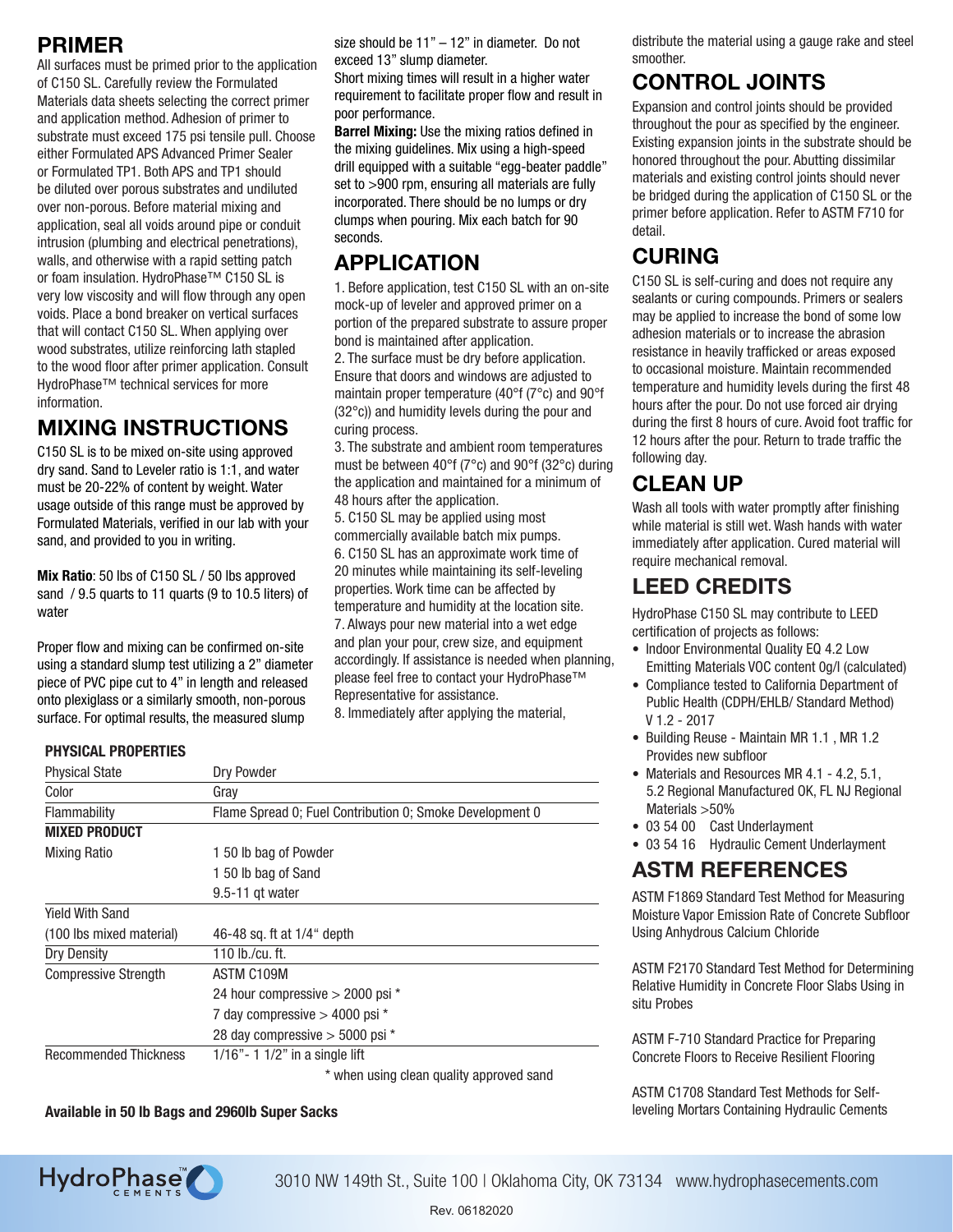## PRIMER

All surfaces must be primed prior to the application of C150 SL. Carefully review the Formulated Materials data sheets selecting the correct primer and application method. Adhesion of primer to substrate must exceed 175 psi tensile pull. Choose either Formulated APS Advanced Primer Sealer or Formulated TP1. Both APS and TP1 should be diluted over porous substrates and undiluted over non-porous. Before material mixing and application, seal all voids around pipe or conduit intrusion (plumbing and electrical penetrations), walls, and otherwise with a rapid setting patch or foam insulation. HydroPhase™ C150 SL is very low viscosity and will flow through any open voids. Place a bond breaker on vertical surfaces that will contact C150 SL. When applying over wood substrates, utilize reinforcing lath stapled to the wood floor after primer application. Consult HydroPhase™ technical services for more information.

## MIXING INSTRUCTIONS

C150 SL is to be mixed on-site using approved dry sand. Sand to Leveler ratio is 1:1, and water must be 20-22% of content by weight. Water usage outside of this range must be approved by Formulated Materials, verified in our lab with your sand, and provided to you in writing.

**Mix Ratio**: 50 lbs of C150 SL / 50 lbs approved sand / 9.5 quarts to 11 quarts (9 to 10.5 liters) of water

Proper flow and mixing can be confirmed on-site using a standard slump test utilizing a 2" diameter piece of PVC pipe cut to 4" in length and released onto plexiglass or a similarly smooth, non-porous surface. For optimal results, the measured slump size should be 11" – 12" in diameter. Do not exceed 13" slump diameter.

Short mixing times will result in a higher water requirement to facilitate proper flow and result in poor performance.

**Barrel Mixing:** Use the mixing ratios defined in the mixing guidelines. Mix using a high-speed drill equipped with a suitable "egg-beater paddle" set to >900 rpm, ensuring all materials are fully incorporated. There should be no lumps or dry clumps when pouring. Mix each batch for 90 seconds.

## APPLICATION

1. Before application, test C150 SL with an on-site mock-up of leveler and approved primer on a portion of the prepared substrate to assure proper bond is maintained after application.
2. The surface must be dry before application. Ensure that doors and windows are adjusted to maintain proper temperature (40°f (7°c) and 90°f (32°c)) and humidity levels during the pour and curing process.
3. The substrate and ambient room temperatures must be between 40°f (7°c) and 90°f (32°c) during the application and maintained for a minimum of 48 hours after the application.
5. C150 SL may be applied using most commercially available batch mix pumps.
6. C150 SL has an approximate work time of 20 minutes while maintaining its self-leveling properties. Work time can be affected by temperature and humidity at the location site.
7. Always pour new material into a wet edge and plan your pour, crew size, and equipment accordingly. If assistance is needed when planning, please feel free to contact your HydroPhase™ Representative for assistance.
8. Immediately after applying the material, distribute the material using a gauge rake and steel smoother.

## CONTROL JOINTS

Expansion and control joints should be provided throughout the pour as specified by the engineer. Existing expansion joints in the substrate should be honored throughout the pour. Abutting dissimilar materials and existing control joints should never be bridged during the application of C150 SL or the primer before application. Refer to ASTM F710 for detail.

## CURING

C150 SL is self-curing and does not require any sealants or curing compounds. Primers or sealers may be applied to increase the bond of some low adhesion materials or to increase the abrasion resistance in heavily trafficked or areas exposed to occasional moisture. Maintain recommended temperature and humidity levels during the first 48 hours after the pour. Do not use forced air drying during the first 8 hours of cure. Avoid foot traffic for 12 hours after the pour. Return to trade traffic the following day.

## CLEAN UP

Wash all tools with water promptly after finishing while material is still wet. Wash hands with water immediately after application. Cured material will require mechanical removal.

## LEED CREDITS

HydroPhase C150 SL may contribute to LEED certification of projects as follows:

- Indoor Environmental Quality EQ 4.2 Low Emitting Materials VOC content 0g/l (calculated)
- Compliance tested to California Department of Public Health (CDPH/EHLB/ Standard Method) V 1.2 - 2017
- Building Reuse - Maintain MR 1.1 , MR 1.2 Provides new subfloor
- Materials and Resources MR 4.1 - 4.2, 5.1, 5.2 Regional Manufactured OK, FL NJ Regional Materials >50%
- 03 54 00 Cast Underlayment
- 03 54 16 Hydraulic Cement Underlayment

## ASTM REFERENCES

ASTM F1869 Standard Test Method for Measuring Moisture Vapor Emission Rate of Concrete Subfloor Using Anhydrous Calcium Chloride

ASTM F2170 Standard Test Method for Determining Relative Humidity in Concrete Floor Slabs Using in situ Probes

ASTM F-710 Standard Practice for Preparing Concrete Floors to Receive Resilient Flooring

ASTM C1708 Standard Test Methods for Self-leveling Mortars Containing Hydraulic Cements

### PHYSICAL PROPERTIES

| | |
|---|---|
| Physical State | Dry Powder |
| Color | Gray |
| Flammability | Flame Spread 0; Fuel Contribution 0; Smoke Development 0 |
| **MIXED PRODUCT** | |
| Mixing Ratio | 1 50 lb bag of Powder |
| | 1 50 lb bag of Sand |
| | 9.5-11 qt water |
| Yield With Sand (100 lbs mixed material) | 46-48 sq. ft at 1/4" depth |
| Dry Density | 110 lb./cu. ft. |
| Compressive Strength | ASTM C109M |
| | 24 hour compressive > 2000 psi * |
| | 7 day compressive > 4000 psi * |
| | 28 day compressive > 5000 psi * |
| Recommended Thickness | 1/16"- 1 1/2" in a single lift |

\* when using clean quality approved sand

**Available in 50 lb Bags and 2960lb Super Sacks**

3010 NW 149th St., Suite 100 | Oklahoma City, OK 73134 www.hydrophasecements.com

Rev. 06182020